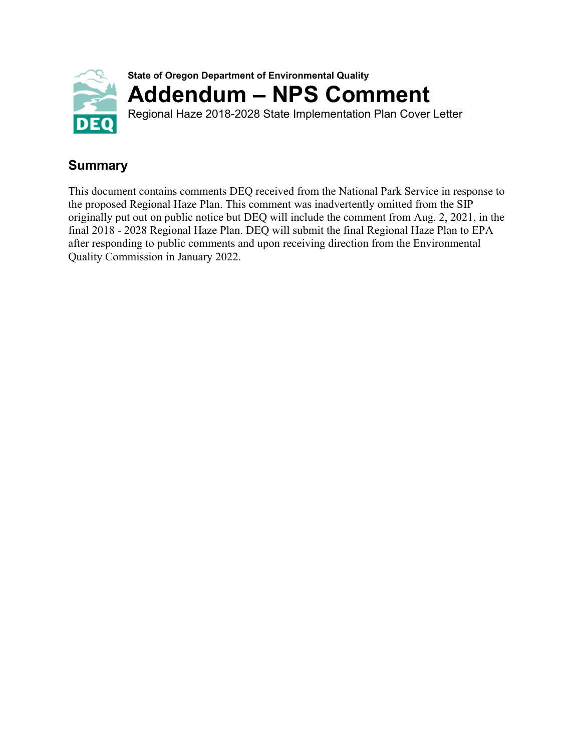State of Oregon Department of Environmental Quality

# Addendum – NPS Comment

Regional Haze 2018-2028 State Implementation Plan Cover Letter

## Summary

This document contains comments DEQ received from the National Park Service in response to the proposed Regional Haze Plan. This comment was inadvertently omitted from the SIP originally put out on public notice but DEQ will include the comment from Aug. 2, 2021, in the final 2018 - 2028 Regional Haze Plan. DEQ will submit the final Regional Haze Plan to EPA after responding to public comments and upon receiving direction from the Environmental Quality Commission in January 2022.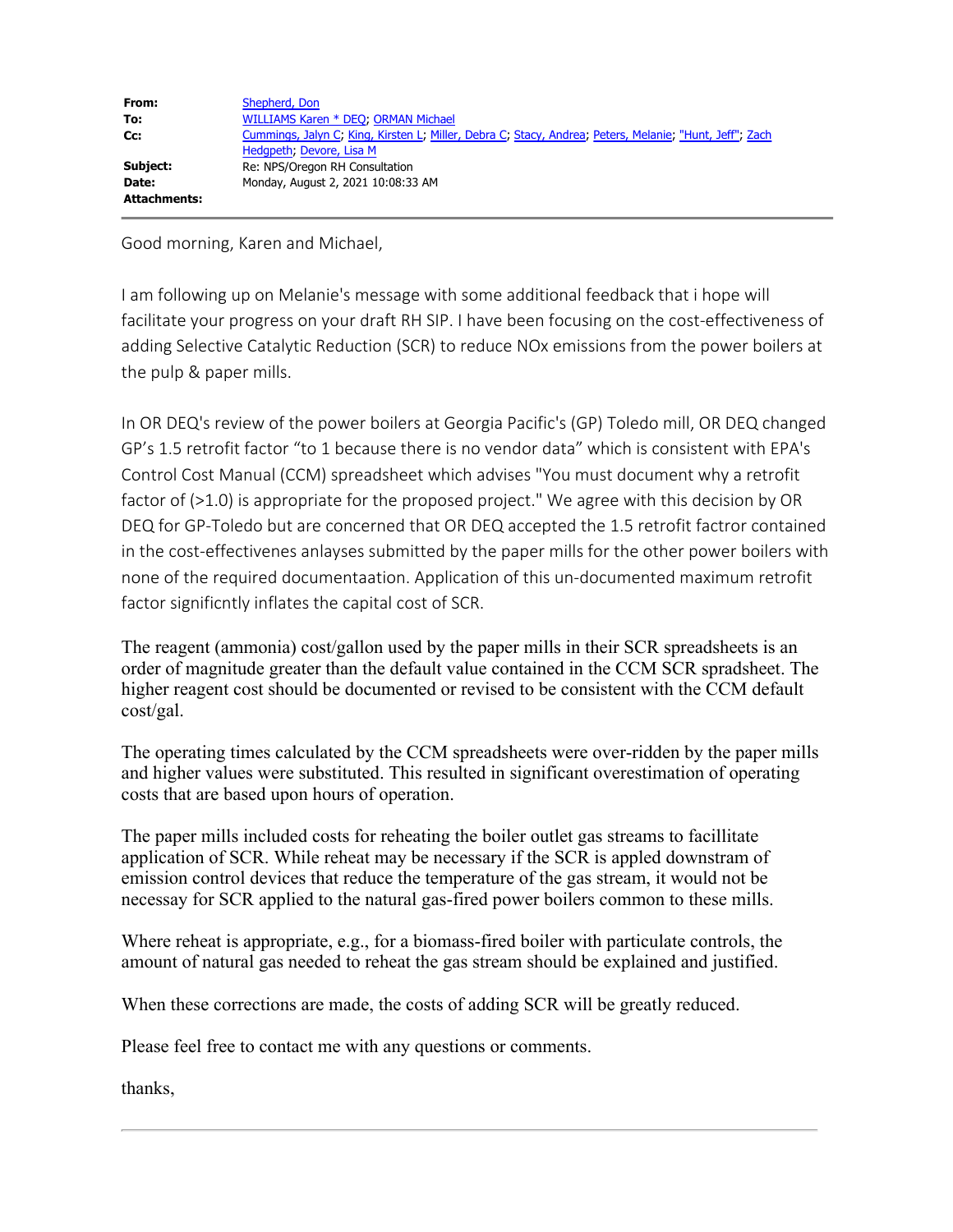| | |
|---|---|
| **From:** | Shepherd, Don |
| **To:** | WILLIAMS Karen * DEQ; ORMAN Michael |
| **Cc:** | Cummings, Jalyn C; King, Kirsten L; Miller, Debra C; Stacy, Andrea; Peters, Melanie; "Hunt, Jeff"; Zach Hedgpeth; Devore, Lisa M |
| **Subject:** | Re: NPS/Oregon RH Consultation |
| **Date:** | Monday, August 2, 2021 10:08:33 AM |
| **Attachments:** | |

---

Good morning, Karen and Michael,

I am following up on Melanie's message with some additional feedback that i hope will facilitate your progress on your draft RH SIP. I have been focusing on the cost-effectiveness of adding Selective Catalytic Reduction (SCR) to reduce NOx emissions from the power boilers at the pulp & paper mills.

In OR DEQ's review of the power boilers at Georgia Pacific's (GP) Toledo mill, OR DEQ changed GP's 1.5 retrofit factor "to 1 because there is no vendor data" which is consistent with EPA's Control Cost Manual (CCM) spreadsheet which advises "You must document why a retrofit factor of (>1.0) is appropriate for the proposed project." We agree with this decision by OR DEQ for GP-Toledo but are concerned that OR DEQ accepted the 1.5 retrofit factror contained in the cost-effectivenes anlayses submitted by the paper mills for the other power boilers with none of the required documentaation. Application of this un-documented maximum retrofit factor significntly inflates the capital cost of SCR.

The reagent (ammonia) cost/gallon used by the paper mills in their SCR spreadsheets is an order of magnitude greater than the default value contained in the CCM SCR spradsheet. The higher reagent cost should be documented or revised to be consistent with the CCM default cost/gal.

The operating times calculated by the CCM spreadsheets were over-ridden by the paper mills and higher values were substituted. This resulted in significant overestimation of operating costs that are based upon hours of operation.

The paper mills included costs for reheating the boiler outlet gas streams to facillitate application of SCR. While reheat may be necessary if the SCR is appled downstram of emission control devices that reduce the temperature of the gas stream, it would not be necessay for SCR applied to the natural gas-fired power boilers common to these mills.

Where reheat is appropriate, e.g., for a biomass-fired boiler with particulate controls, the amount of natural gas needed to reheat the gas stream should be explained and justified.

When these corrections are made, the costs of adding SCR will be greatly reduced.

Please feel free to contact me with any questions or comments.

thanks,

---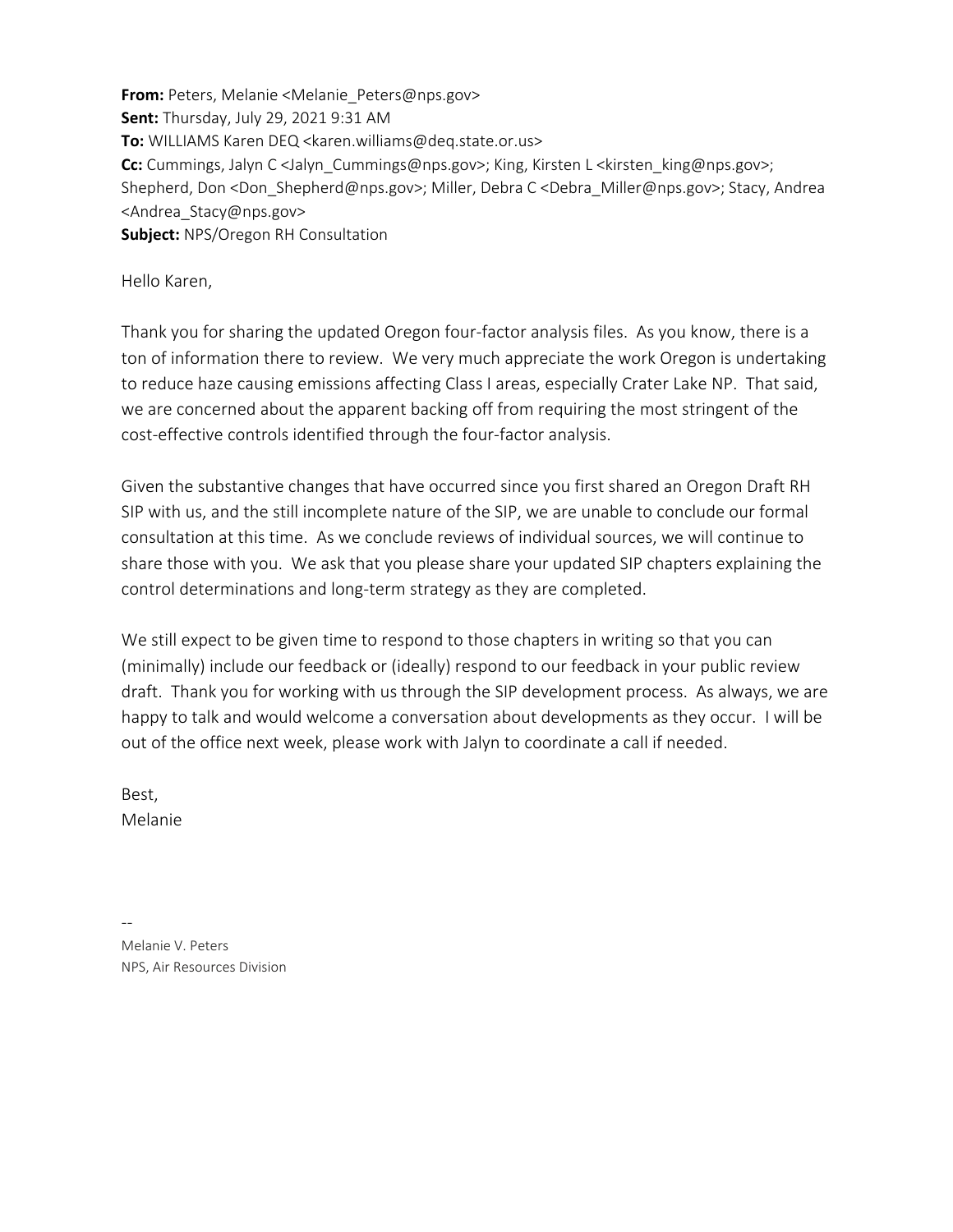**From:** Peters, Melanie <Melanie_Peters@nps.gov>
**Sent:** Thursday, July 29, 2021 9:31 AM
**To:** WILLIAMS Karen DEQ <karen.williams@deq.state.or.us>
**Cc:** Cummings, Jalyn C <Jalyn_Cummings@nps.gov>; King, Kirsten L <kirsten_king@nps.gov>; Shepherd, Don <Don_Shepherd@nps.gov>; Miller, Debra C <Debra_Miller@nps.gov>; Stacy, Andrea <Andrea_Stacy@nps.gov>
**Subject:** NPS/Oregon RH Consultation

Hello Karen,

Thank you for sharing the updated Oregon four-factor analysis files. As you know, there is a ton of information there to review. We very much appreciate the work Oregon is undertaking to reduce haze causing emissions affecting Class I areas, especially Crater Lake NP. That said, we are concerned about the apparent backing off from requiring the most stringent of the cost-effective controls identified through the four-factor analysis.

Given the substantive changes that have occurred since you first shared an Oregon Draft RH SIP with us, and the still incomplete nature of the SIP, we are unable to conclude our formal consultation at this time. As we conclude reviews of individual sources, we will continue to share those with you. We ask that you please share your updated SIP chapters explaining the control determinations and long-term strategy as they are completed.

We still expect to be given time to respond to those chapters in writing so that you can (minimally) include our feedback or (ideally) respond to our feedback in your public review draft. Thank you for working with us through the SIP development process. As always, we are happy to talk and would welcome a conversation about developments as they occur. I will be out of the office next week, please work with Jalyn to coordinate a call if needed.

Best,
Melanie

--
Melanie V. Peters
NPS, Air Resources Division